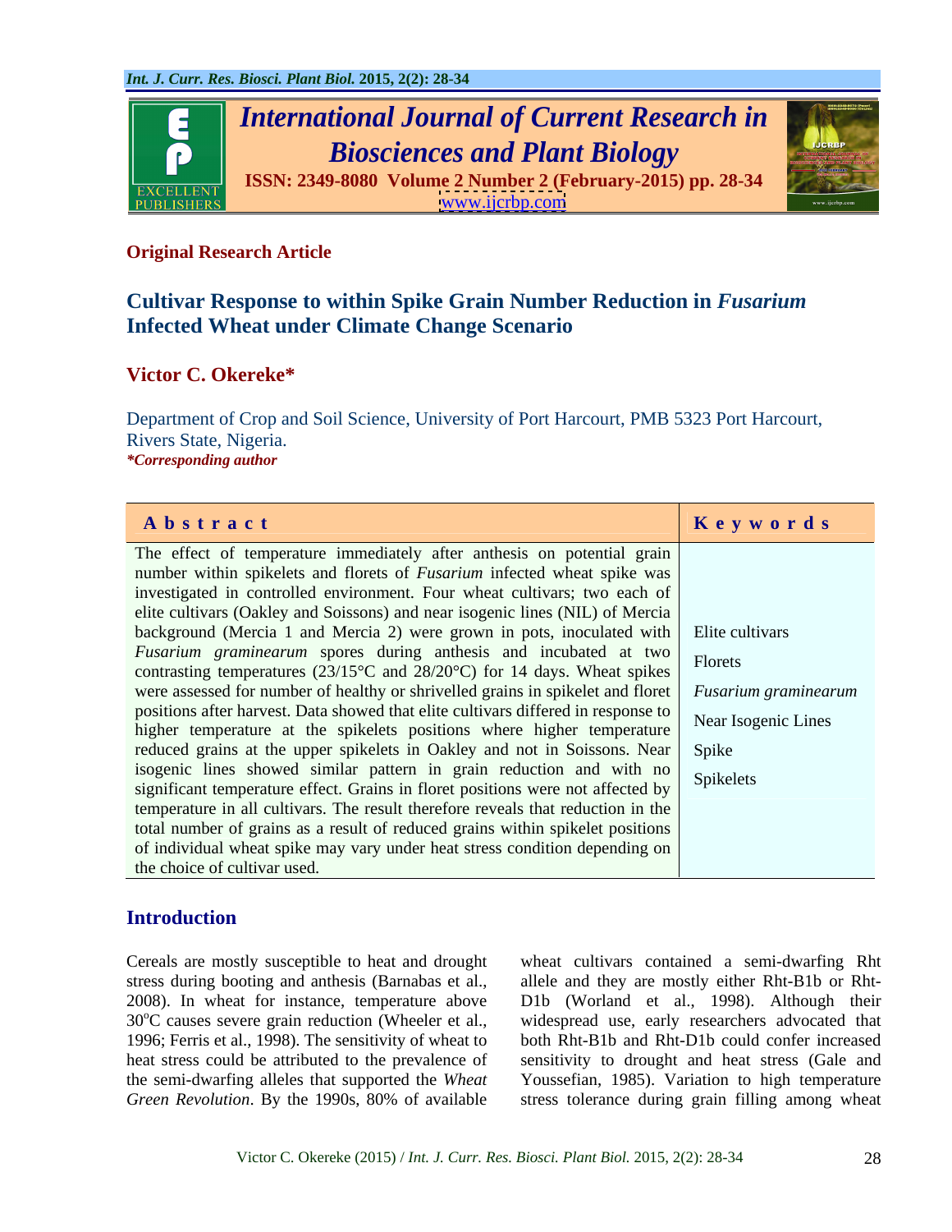Original Research Article

# Cultivar Response to within Spike Grain Number Reduction in *Fusarium* Infected Wheat under Climate Change Scenario

**Victor C. Okereke***

Department of Crop and Soil Science, University of Port Harcourt, PMB 5323 Port Harcourt, Rivers State, Nigeria.

****Corresponding author***

| Abstract | Keywords |
|---|---|
| The effect of temperature immediately after anthesis on potential grain number within spikelets and florets of *Fusarium* infected wheat spike was investigated in controlled environment. Four wheat cultivars; two each of elite cultivars (Oakley and Soissons) and near isogenic lines (NIL) of Mercia background (Mercia 1 and Mercia 2) were grown in pots, inoculated with *Fusarium graminearum* spores during anthesis and incubated at two contrasting temperatures (23/15°C and 28/20°C) for 14 days. Wheat spikes were assessed for number of healthy or shrivelled grains in spikelet and floret positions after harvest. Data showed that elite cultivars differed in response to higher temperature at the spikelets positions where higher temperature reduced grains at the upper spikelets in Oakley and not in Soissons. Near isogenic lines showed similar pattern in grain reduction and with no significant temperature effect. Grains in floret positions were not affected by temperature in all cultivars. The result therefore reveals that reduction in the total number of grains as a result of reduced grains within spikelet positions of individual wheat spike may vary under heat stress condition depending on the choice of cultivar used. | Elite cultivars<br>Florets<br>*Fusarium graminearum*<br>Near Isogenic Lines<br>Spike<br>Spikelets |

## Introduction

Cereals are mostly susceptible to heat and drought stress during booting and anthesis (Barnabas et al., 2008). In wheat for instance, temperature above 30°C causes severe grain reduction (Wheeler et al., 1996; Ferris et al., 1998). The sensitivity of wheat to heat stress could be attributed to the prevalence of the semi-dwarfing alleles that supported the *Wheat Green Revolution*. By the 1990s, 80% of available wheat cultivars contained a semi-dwarfing Rht allele and they are mostly either Rht-B1b or Rht-D1b (Worland et al., 1998). Although their widespread use, early researchers advocated that both Rht-B1b and Rht-D1b could confer increased sensitivity to drought and heat stress (Gale and Youssefian, 1985). Variation to high temperature stress tolerance during grain filling among wheat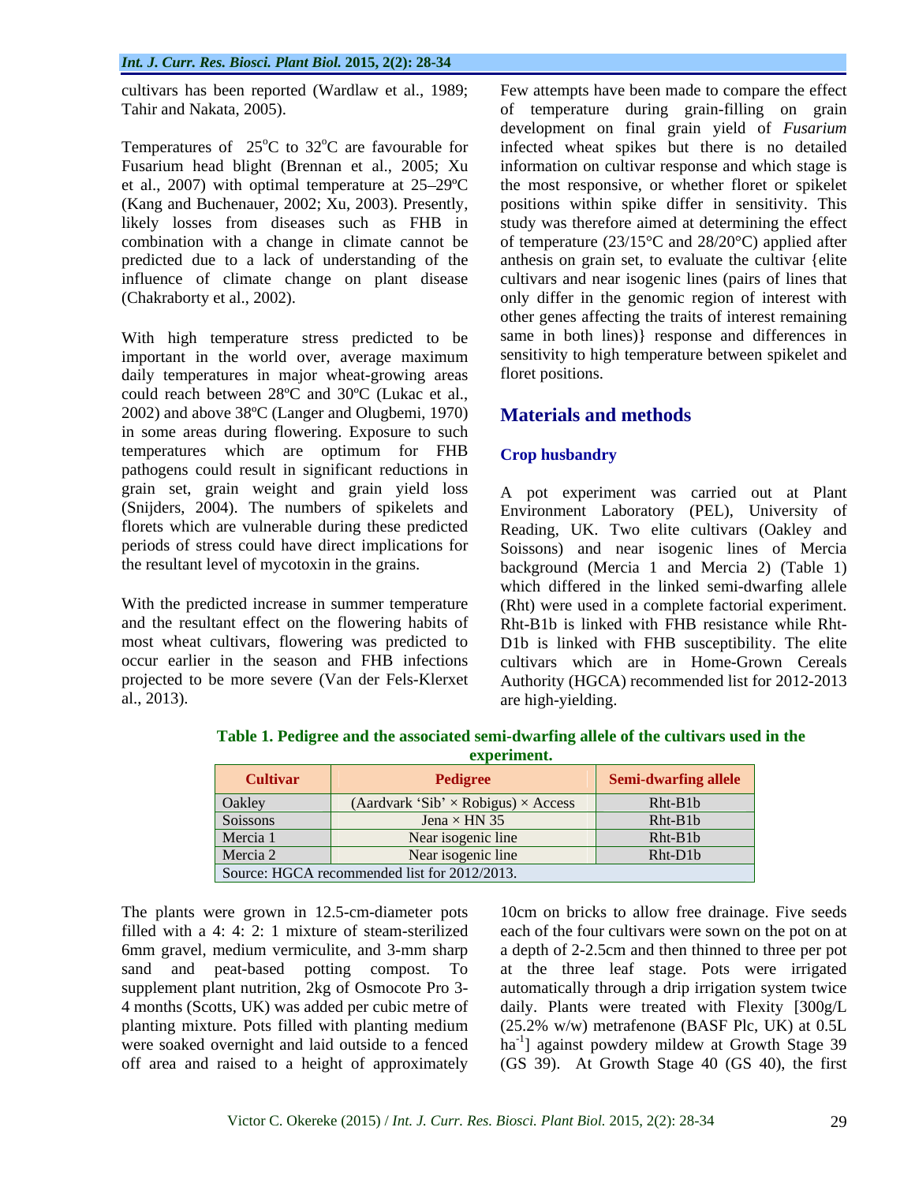cultivars has been reported (Wardlaw et al., 1989; Tahir and Nakata, 2005).

Temperatures of 25°C to 32°C are favourable for Fusarium head blight (Brennan et al., 2005; Xu et al., 2007) with optimal temperature at 25–29ºC (Kang and Buchenauer, 2002; Xu, 2003). Presently, likely losses from diseases such as FHB in combination with a change in climate cannot be predicted due to a lack of understanding of the influence of climate change on plant disease (Chakraborty et al., 2002).

With high temperature stress predicted to be important in the world over, average maximum daily temperatures in major wheat-growing areas could reach between 28ºC and 30ºC (Lukac et al., 2002) and above 38ºC (Langer and Olugbemi, 1970) in some areas during flowering. Exposure to such temperatures which are optimum for FHB pathogens could result in significant reductions in grain set, grain weight and grain yield loss (Snijders, 2004). The numbers of spikelets and florets which are vulnerable during these predicted periods of stress could have direct implications for the resultant level of mycotoxin in the grains.

With the predicted increase in summer temperature and the resultant effect on the flowering habits of most wheat cultivars, flowering was predicted to occur earlier in the season and FHB infections projected to be more severe (Van der Fels-Klerxet al., 2013).

Few attempts have been made to compare the effect of temperature during grain-filling on grain development on final grain yield of *Fusarium* infected wheat spikes but there is no detailed information on cultivar response and which stage is the most responsive, or whether floret or spikelet positions within spike differ in sensitivity. This study was therefore aimed at determining the effect of temperature (23/15°C and 28/20°C) applied after anthesis on grain set, to evaluate the cultivar {elite cultivars and near isogenic lines (pairs of lines that only differ in the genomic region of interest with other genes affecting the traits of interest remaining same in both lines)} response and differences in sensitivity to high temperature between spikelet and floret positions.

## Materials and methods

### Crop husbandry

A pot experiment was carried out at Plant Environment Laboratory (PEL), University of Reading, UK. Two elite cultivars (Oakley and Soissons) and near isogenic lines of Mercia background (Mercia 1 and Mercia 2) (Table 1) which differed in the linked semi-dwarfing allele (Rht) were used in a complete factorial experiment. Rht-B1b is linked with FHB resistance while Rht-D1b is linked with FHB susceptibility. The elite cultivars which are in Home-Grown Cereals Authority (HGCA) recommended list for 2012-2013 are high-yielding.

**Table 1. Pedigree and the associated semi-dwarfing allele of the cultivars used in the experiment.**

| Cultivar | Pedigree | Semi-dwarfing allele |
|---|---|---|
| Oakley | (Aardvark 'Sib' × Robigus) × Access | Rht-B1b |
| Soissons | Jena × HN 35 | Rht-B1b |
| Mercia 1 | Near isogenic line | Rht-B1b |
| Mercia 2 | Near isogenic line | Rht-D1b |
| Source: HGCA recommended list for 2012/2013. | | |

The plants were grown in 12.5-cm-diameter pots filled with a 4: 4: 2: 1 mixture of steam-sterilized 6mm gravel, medium vermiculite, and 3-mm sharp sand and peat-based potting compost. To supplement plant nutrition, 2kg of Osmocote Pro 3-4 months (Scotts, UK) was added per cubic metre of planting mixture. Pots filled with planting medium were soaked overnight and laid outside to a fenced off area and raised to a height of approximately 10cm on bricks to allow free drainage. Five seeds each of the four cultivars were sown on the pot on at a depth of 2-2.5cm and then thinned to three per pot at the three leaf stage. Pots were irrigated automatically through a drip irrigation system twice daily. Plants were treated with Flexity [300g/L (25.2% w/w) metrafenone (BASF Plc, UK) at 0.5L $ha^{-1}$] against powdery mildew at Growth Stage 39 (GS 39). At Growth Stage 40 (GS 40), the first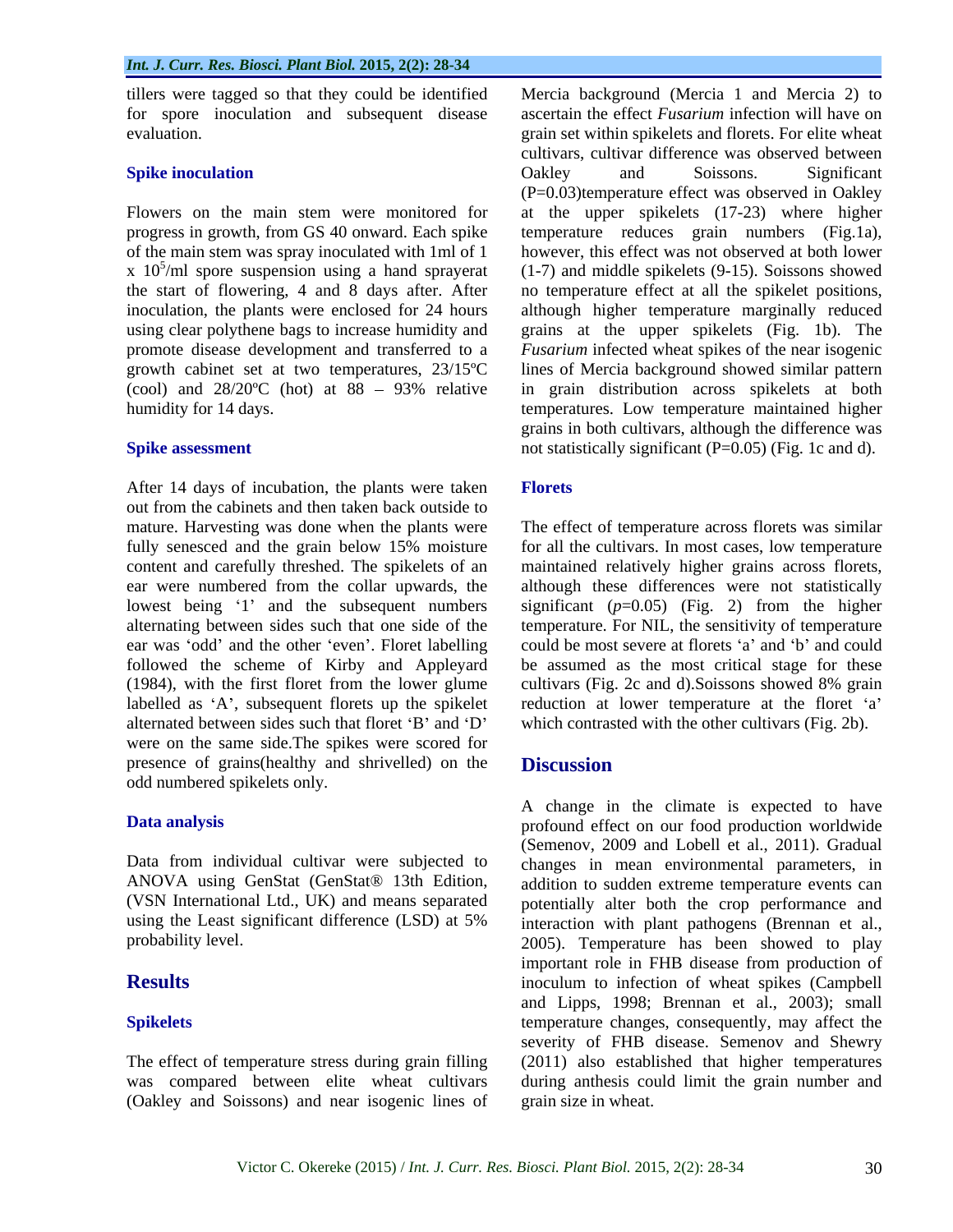tillers were tagged so that they could be identified for spore inoculation and subsequent disease evaluation.

### Spike inoculation

Flowers on the main stem were monitored for progress in growth, from GS 40 onward. Each spike of the main stem was spray inoculated with 1ml of 1 x $10^5$/ml spore suspension using a hand sprayerat the start of flowering, 4 and 8 days after. After inoculation, the plants were enclosed for 24 hours using clear polythene bags to increase humidity and promote disease development and transferred to a growth cabinet set at two temperatures, 23/15ºC (cool) and 28/20ºC (hot) at 88 – 93% relative humidity for 14 days.

### Spike assessment

After 14 days of incubation, the plants were taken out from the cabinets and then taken back outside to mature. Harvesting was done when the plants were fully senesced and the grain below 15% moisture content and carefully threshed. The spikelets of an ear were numbered from the collar upwards, the lowest being '1' and the subsequent numbers alternating between sides such that one side of the ear was 'odd' and the other 'even'. Floret labelling followed the scheme of Kirby and Appleyard (1984), with the first floret from the lower glume labelled as 'A', subsequent florets up the spikelet alternated between sides such that floret 'B' and 'D' were on the same side.The spikes were scored for presence of grains(healthy and shrivelled) on the odd numbered spikelets only.

### Data analysis

Data from individual cultivar were subjected to ANOVA using GenStat (GenStat® 13th Edition, (VSN International Ltd., UK) and means separated using the Least significant difference (LSD) at 5% probability level.

## Results

### Spikelets

The effect of temperature stress during grain filling was compared between elite wheat cultivars (Oakley and Soissons) and near isogenic lines of Mercia background (Mercia 1 and Mercia 2) to ascertain the effect *Fusarium* infection will have on grain set within spikelets and florets. For elite wheat cultivars, cultivar difference was observed between Oakley and Soissons. Significant (P=0.03)temperature effect was observed in Oakley at the upper spikelets (17-23) where higher temperature reduces grain numbers (Fig.1a), however, this effect was not observed at both lower (1-7) and middle spikelets (9-15). Soissons showed no temperature effect at all the spikelet positions, although higher temperature marginally reduced grains at the upper spikelets (Fig. 1b). The *Fusarium* infected wheat spikes of the near isogenic lines of Mercia background showed similar pattern in grain distribution across spikelets at both temperatures. Low temperature maintained higher grains in both cultivars, although the difference was not statistically significant (P=0.05) (Fig. 1c and d).

### Florets

The effect of temperature across florets was similar for all the cultivars. In most cases, low temperature maintained relatively higher grains across florets, although these differences were not statistically significant (*p*=0.05) (Fig. 2) from the higher temperature. For NIL, the sensitivity of temperature could be most severe at florets 'a' and 'b' and could be assumed as the most critical stage for these cultivars (Fig. 2c and d).Soissons showed 8% grain reduction at lower temperature at the floret 'a' which contrasted with the other cultivars (Fig. 2b).

## Discussion

A change in the climate is expected to have profound effect on our food production worldwide (Semenov, 2009 and Lobell et al., 2011). Gradual changes in mean environmental parameters, in addition to sudden extreme temperature events can potentially alter both the crop performance and interaction with plant pathogens (Brennan et al., 2005). Temperature has been showed to play important role in FHB disease from production of inoculum to infection of wheat spikes (Campbell and Lipps, 1998; Brennan et al., 2003); small temperature changes, consequently, may affect the severity of FHB disease. Semenov and Shewry (2011) also established that higher temperatures during anthesis could limit the grain number and grain size in wheat.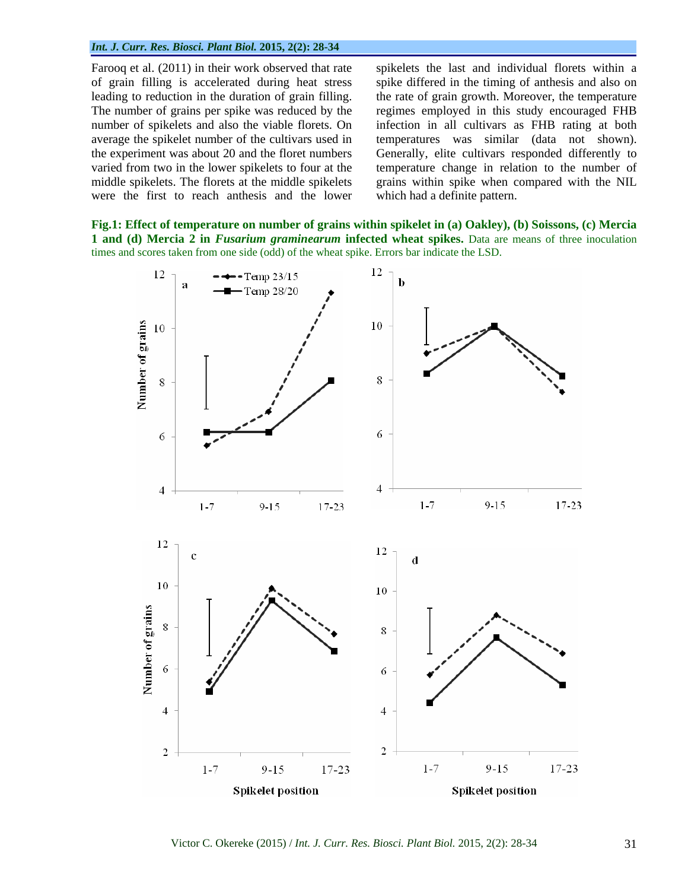Farooq et al. (2011) in their work observed that rate of grain filling is accelerated during heat stress leading to reduction in the duration of grain filling. The number of grains per spike was reduced by the number of spikelets and also the viable florets. On average the spikelet number of the cultivars used in the experiment was about 20 and the floret numbers varied from two in the lower spikelets to four at the middle spikelets. The florets at the middle spikelets were the first to reach anthesis and the lower spikelets the last and individual florets within a spike differed in the timing of anthesis and also on the rate of grain growth. Moreover, the temperature regimes employed in this study encouraged FHB infection in all cultivars as FHB rating at both temperatures was similar (data not shown). Generally, elite cultivars responded differently to temperature change in relation to the number of grains within spike when compared with the NIL which had a definite pattern.

**Fig.1: Effect of temperature on number of grains within spikelet in (a) Oakley), (b) Soissons, (c) Mercia 1 and (d) Mercia 2 in *Fusarium graminearum* infected wheat spikes.** Data are means of three inoculation times and scores taken from one side (odd) of the wheat spike. Errors bar indicate the LSD.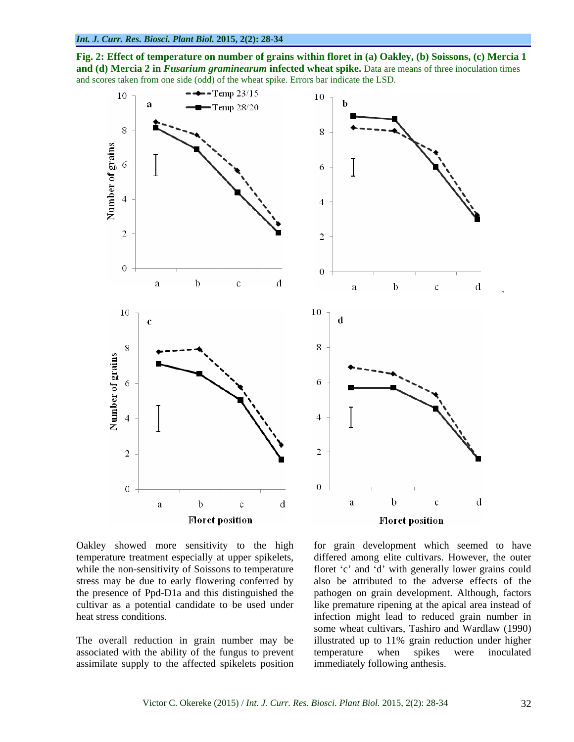**Fig. 2: Effect of temperature on number of grains within floret in (a) Oakley, (b) Soissons, (c) Mercia 1 and (d) Mercia 2 in *Fusarium graminearum* infected wheat spike.** Data are means of three inoculation times and scores taken from one side (odd) of the wheat spike. Errors bar indicate the LSD.

Oakley showed more sensitivity to the high temperature treatment especially at upper spikelets, while the non-sensitivity of Soissons to temperature stress may be due to early flowering conferred by the presence of Ppd-D1a and this distinguished the cultivar as a potential candidate to be used under heat stress conditions.

The overall reduction in grain number may be associated with the ability of the fungus to prevent assimilate supply to the affected spikelets position for grain development which seemed to have differed among elite cultivars. However, the outer floret 'c' and 'd' with generally lower grains could also be attributed to the adverse effects of the pathogen on grain development. Although, factors like premature ripening at the apical area instead of infection might lead to reduced grain number in some wheat cultivars, Tashiro and Wardlaw (1990) illustrated up to 11% grain reduction under higher temperature when spikes were inoculated immediately following anthesis.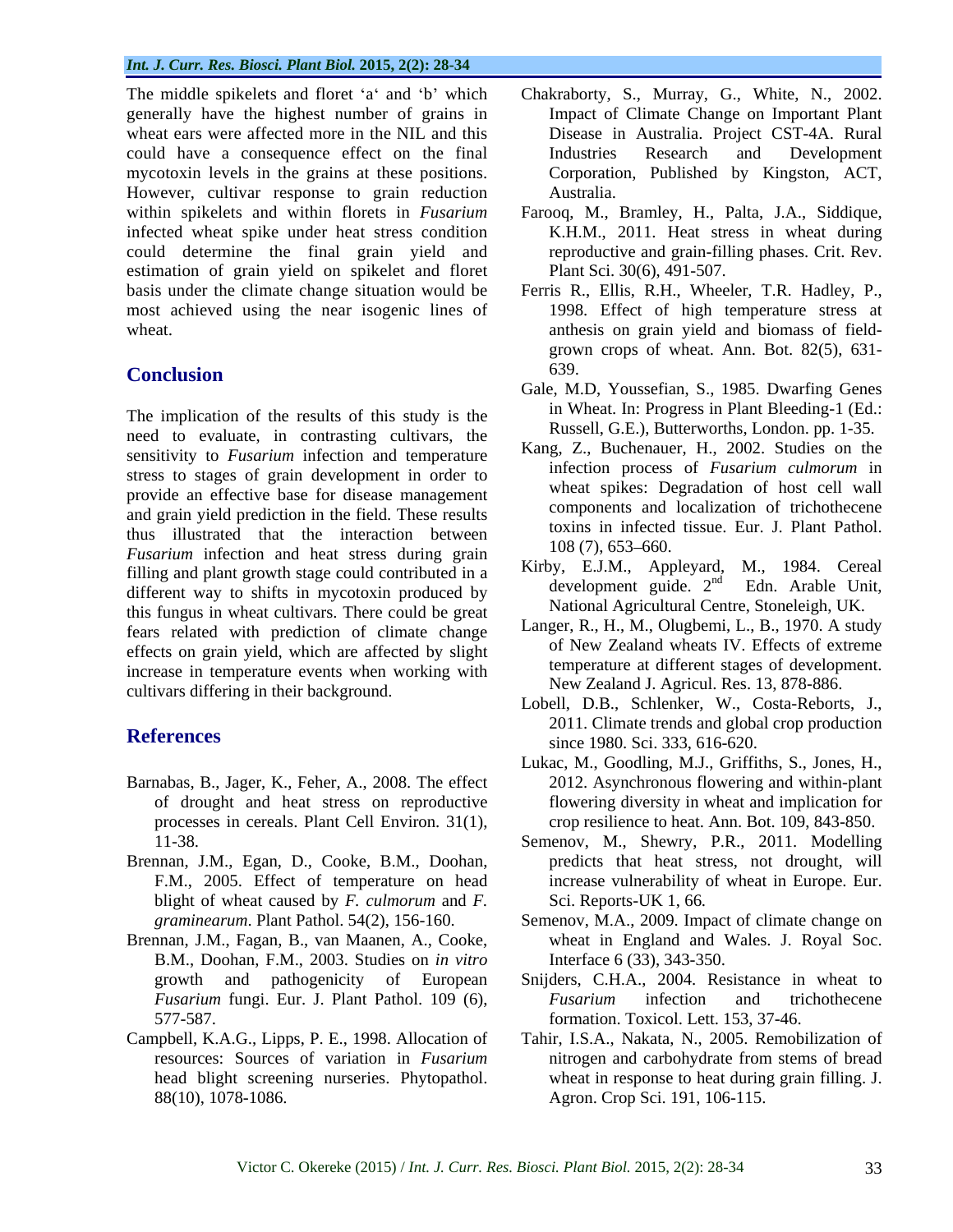The middle spikelets and floret 'a' and 'b' which generally have the highest number of grains in wheat ears were affected more in the NIL and this could have a consequence effect on the final mycotoxin levels in the grains at these positions. However, cultivar response to grain reduction within spikelets and within florets in *Fusarium* infected wheat spike under heat stress condition could determine the final grain yield and estimation of grain yield on spikelet and floret basis under the climate change situation would be most achieved using the near isogenic lines of wheat.

## Conclusion

The implication of the results of this study is the need to evaluate, in contrasting cultivars, the sensitivity to *Fusarium* infection and temperature stress to stages of grain development in order to provide an effective base for disease management and grain yield prediction in the field. These results thus illustrated that the interaction between *Fusarium* infection and heat stress during grain filling and plant growth stage could contributed in a different way to shifts in mycotoxin produced by this fungus in wheat cultivars. There could be great fears related with prediction of climate change effects on grain yield, which are affected by slight increase in temperature events when working with cultivars differing in their background.

## References

Barnabas, B., Jager, K., Feher, A., 2008. The effect of drought and heat stress on reproductive processes in cereals. Plant Cell Environ. 31(1), 11-38.

Brennan, J.M., Egan, D., Cooke, B.M., Doohan, F.M., 2005. Effect of temperature on head blight of wheat caused by *F. culmorum* and *F. graminearum*. Plant Pathol. 54(2), 156-160.

Brennan, J.M., Fagan, B., van Maanen, A., Cooke, B.M., Doohan, F.M., 2003. Studies on *in vitro* growth and pathogenicity of European *Fusarium* fungi. Eur. J. Plant Pathol. 109 (6), 577-587.

Campbell, K.A.G., Lipps, P. E., 1998. Allocation of resources: Sources of variation in *Fusarium* head blight screening nurseries. Phytopathol. 88(10), 1078-1086.

Chakraborty, S., Murray, G., White, N., 2002. Impact of Climate Change on Important Plant Disease in Australia. Project CST-4A. Rural Industries Research and Development Corporation, Published by Kingston, ACT, Australia.

Farooq, M., Bramley, H., Palta, J.A., Siddique, K.H.M., 2011. Heat stress in wheat during reproductive and grain-filling phases. Crit. Rev. Plant Sci. 30(6), 491-507.

Ferris R., Ellis, R.H., Wheeler, T.R. Hadley, P., 1998. Effect of high temperature stress at anthesis on grain yield and biomass of field-grown crops of wheat. Ann. Bot. 82(5), 631-639.

Gale, M.D, Youssefian, S., 1985. Dwarfing Genes in Wheat. In: Progress in Plant Bleeding-1 (Ed.: Russell, G.E.), Butterworths, London. pp. 1-35.

Kang, Z., Buchenauer, H., 2002. Studies on the infection process of *Fusarium culmorum* in wheat spikes: Degradation of host cell wall components and localization of trichothecene toxins in infected tissue. Eur. J. Plant Pathol. 108 (7), 653–660.

Kirby, E.J.M., Appleyard, M., 1984. Cereal development guide. 2nd Edn. Arable Unit, National Agricultural Centre, Stoneleigh, UK.

Langer, R., H., M., Olugbemi, L., B., 1970. A study of New Zealand wheats IV. Effects of extreme temperature at different stages of development. New Zealand J. Agricul. Res. 13, 878-886.

Lobell, D.B., Schlenker, W., Costa-Reborts, J., 2011. Climate trends and global crop production since 1980. Sci. 333, 616-620.

Lukac, M., Goodling, M.J., Griffiths, S., Jones, H., 2012. Asynchronous flowering and within-plant flowering diversity in wheat and implication for crop resilience to heat. Ann. Bot. 109, 843-850.

Semenov, M., Shewry, P.R., 2011. Modelling predicts that heat stress, not drought, will increase vulnerability of wheat in Europe. Eur. Sci. Reports-UK 1, 66.

Semenov, M.A., 2009. Impact of climate change on wheat in England and Wales. J. Royal Soc. Interface 6 (33), 343-350.

Snijders, C.H.A., 2004. Resistance in wheat to *Fusarium* infection and trichothecene formation. Toxicol. Lett. 153, 37-46.

Tahir, I.S.A., Nakata, N., 2005. Remobilization of nitrogen and carbohydrate from stems of bread wheat in response to heat during grain filling. J. Agron. Crop Sci. 191, 106-115.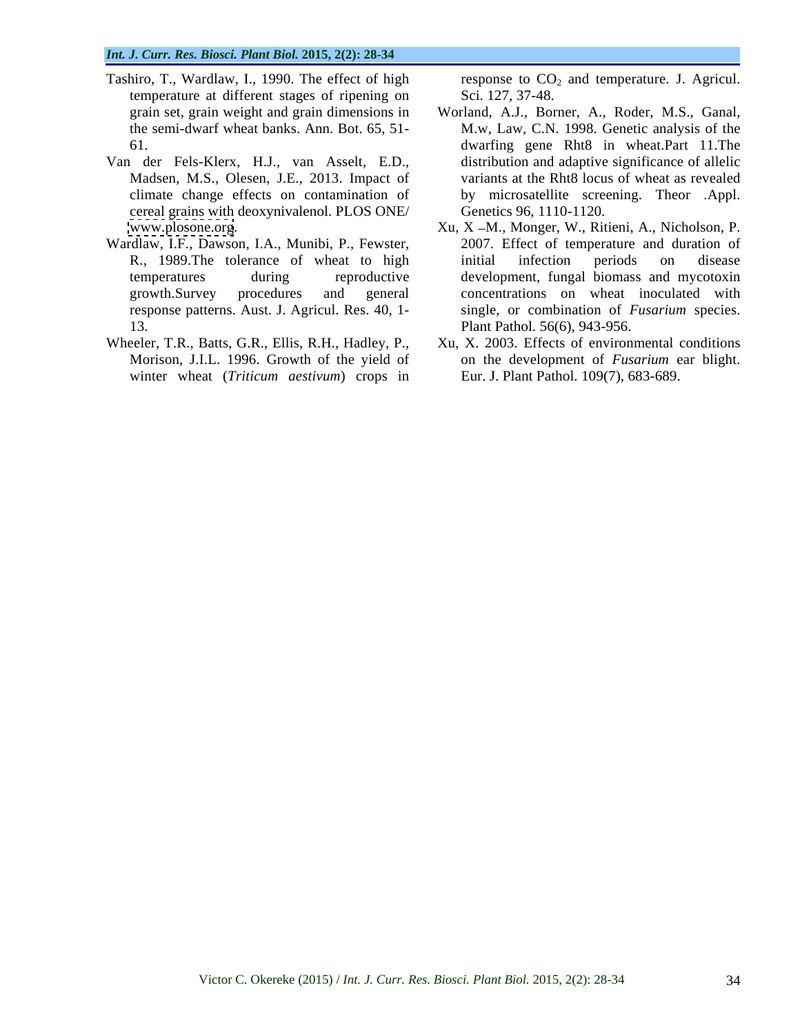Tashiro, T., Wardlaw, I., 1990. The effect of high temperature at different stages of ripening on grain set, grain weight and grain dimensions in the semi-dwarf wheat banks. Ann. Bot. 65, 51-61.

Van der Fels-Klerx, H.J., van Asselt, E.D., Madsen, M.S., Olesen, J.E., 2013. Impact of climate change effects on contamination of cereal grains with deoxynivalenol. PLOS ONE/ www.plosone.org.

Wardlaw, I.F., Dawson, I.A., Munibi, P., Fewster, R., 1989.The tolerance of wheat to high temperatures during reproductive growth.Survey procedures and general response patterns. Aust. J. Agricul. Res. 40, 1-13.

Wheeler, T.R., Batts, G.R., Ellis, R.H., Hadley, P., Morison, J.I.L. 1996. Growth of the yield of winter wheat (*Triticum aestivum*) crops in response to $CO_2$ and temperature. J. Agricul. Sci. 127, 37-48.

Worland, A.J., Borner, A., Roder, M.S., Ganal, M.w, Law, C.N. 1998. Genetic analysis of the dwarfing gene Rht8 in wheat.Part 11.The distribution and adaptive significance of allelic variants at the Rht8 locus of wheat as revealed by microsatellite screening. Theor .Appl. Genetics 96, 1110-1120.

Xu, X –M., Monger, W., Ritieni, A., Nicholson, P. 2007. Effect of temperature and duration of initial infection periods on disease development, fungal biomass and mycotoxin concentrations on wheat inoculated with single, or combination of *Fusarium* species. Plant Pathol. 56(6), 943-956.

Xu, X. 2003. Effects of environmental conditions on the development of *Fusarium* ear blight. Eur. J. Plant Pathol. 109(7), 683-689.